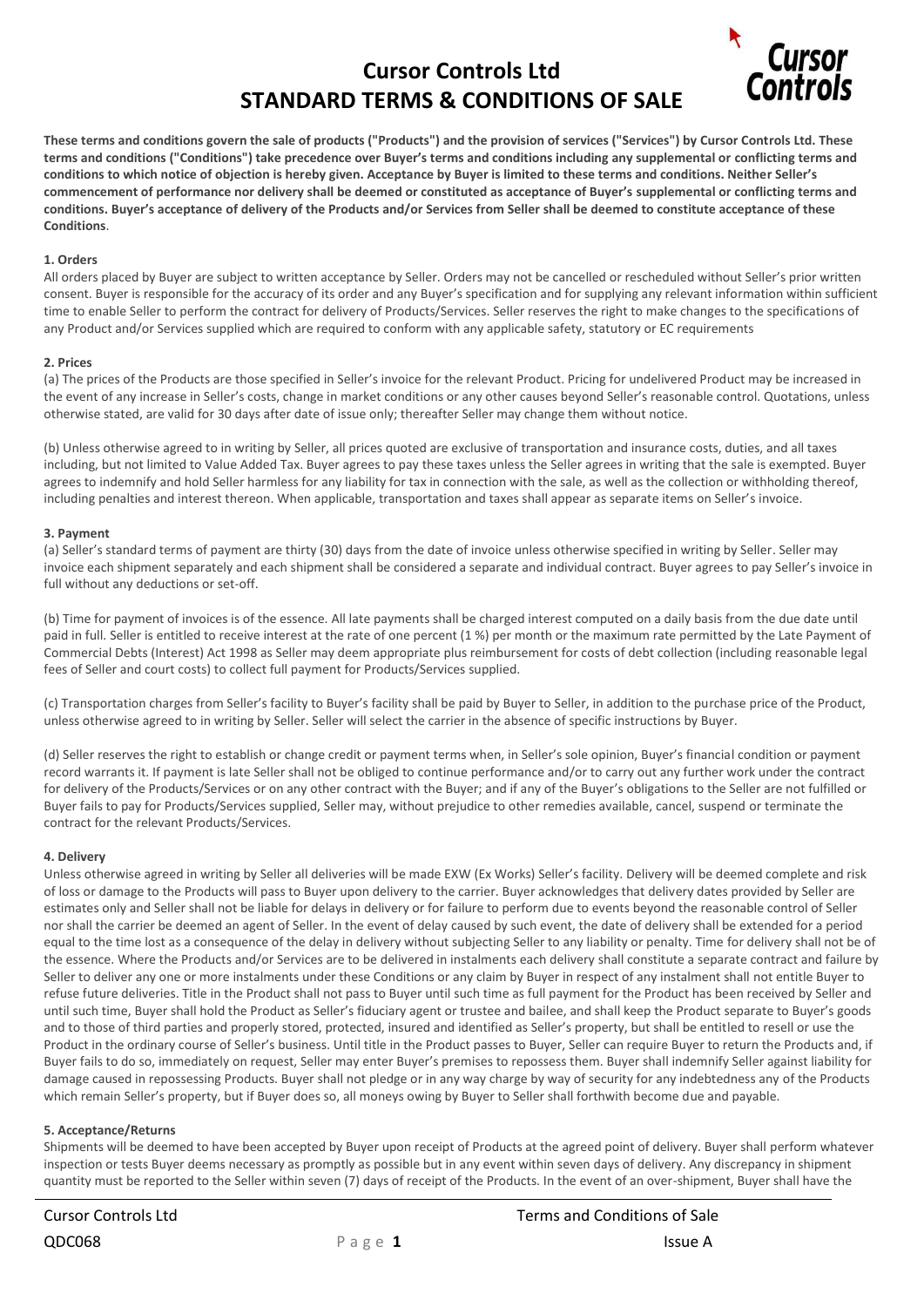# Cursor Controls Ltd
# STANDARD TERMS & CONDITIONS OF SALE

**These terms and conditions govern the sale of products ("Products") and the provision of services ("Services") by Cursor Controls Ltd. These terms and conditions ("Conditions") take precedence over Buyer's terms and conditions including any supplemental or conflicting terms and conditions to which notice of objection is hereby given. Acceptance by Buyer is limited to these terms and conditions. Neither Seller's commencement of performance nor delivery shall be deemed or constituted as acceptance of Buyer's supplemental or conflicting terms and conditions. Buyer's acceptance of delivery of the Products and/or Services from Seller shall be deemed to constitute acceptance of these Conditions**.

**1. Orders**

All orders placed by Buyer are subject to written acceptance by Seller. Orders may not be cancelled or rescheduled without Seller's prior written consent. Buyer is responsible for the accuracy of its order and any Buyer's specification and for supplying any relevant information within sufficient time to enable Seller to perform the contract for delivery of Products/Services. Seller reserves the right to make changes to the specifications of any Product and/or Services supplied which are required to conform with any applicable safety, statutory or EC requirements

**2. Prices**

(a) The prices of the Products are those specified in Seller's invoice for the relevant Product. Pricing for undelivered Product may be increased in the event of any increase in Seller's costs, change in market conditions or any other causes beyond Seller's reasonable control. Quotations, unless otherwise stated, are valid for 30 days after date of issue only; thereafter Seller may change them without notice.

(b) Unless otherwise agreed to in writing by Seller, all prices quoted are exclusive of transportation and insurance costs, duties, and all taxes including, but not limited to Value Added Tax. Buyer agrees to pay these taxes unless the Seller agrees in writing that the sale is exempted. Buyer agrees to indemnify and hold Seller harmless for any liability for tax in connection with the sale, as well as the collection or withholding thereof, including penalties and interest thereon. When applicable, transportation and taxes shall appear as separate items on Seller's invoice.

**3. Payment**

(a) Seller's standard terms of payment are thirty (30) days from the date of invoice unless otherwise specified in writing by Seller. Seller may invoice each shipment separately and each shipment shall be considered a separate and individual contract. Buyer agrees to pay Seller's invoice in full without any deductions or set-off.

(b) Time for payment of invoices is of the essence. All late payments shall be charged interest computed on a daily basis from the due date until paid in full. Seller is entitled to receive interest at the rate of one percent (1 %) per month or the maximum rate permitted by the Late Payment of Commercial Debts (Interest) Act 1998 as Seller may deem appropriate plus reimbursement for costs of debt collection (including reasonable legal fees of Seller and court costs) to collect full payment for Products/Services supplied.

(c) Transportation charges from Seller's facility to Buyer's facility shall be paid by Buyer to Seller, in addition to the purchase price of the Product, unless otherwise agreed to in writing by Seller. Seller will select the carrier in the absence of specific instructions by Buyer.

(d) Seller reserves the right to establish or change credit or payment terms when, in Seller's sole opinion, Buyer's financial condition or payment record warrants it. If payment is late Seller shall not be obliged to continue performance and/or to carry out any further work under the contract for delivery of the Products/Services or on any other contract with the Buyer; and if any of the Buyer's obligations to the Seller are not fulfilled or Buyer fails to pay for Products/Services supplied, Seller may, without prejudice to other remedies available, cancel, suspend or terminate the contract for the relevant Products/Services.

**4. Delivery**

Unless otherwise agreed in writing by Seller all deliveries will be made EXW (Ex Works) Seller's facility. Delivery will be deemed complete and risk of loss or damage to the Products will pass to Buyer upon delivery to the carrier. Buyer acknowledges that delivery dates provided by Seller are estimates only and Seller shall not be liable for delays in delivery or for failure to perform due to events beyond the reasonable control of Seller nor shall the carrier be deemed an agent of Seller. In the event of delay caused by such event, the date of delivery shall be extended for a period equal to the time lost as a consequence of the delay in delivery without subjecting Seller to any liability or penalty. Time for delivery shall not be of the essence. Where the Products and/or Services are to be delivered in instalments each delivery shall constitute a separate contract and failure by Seller to deliver any one or more instalments under these Conditions or any claim by Buyer in respect of any instalment shall not entitle Buyer to refuse future deliveries. Title in the Product shall not pass to Buyer until such time as full payment for the Product has been received by Seller and until such time, Buyer shall hold the Product as Seller's fiduciary agent or trustee and bailee, and shall keep the Product separate to Buyer's goods and to those of third parties and properly stored, protected, insured and identified as Seller's property, but shall be entitled to resell or use the Product in the ordinary course of Seller's business. Until title in the Product passes to Buyer, Seller can require Buyer to return the Products and, if Buyer fails to do so, immediately on request, Seller may enter Buyer's premises to repossess them. Buyer shall indemnify Seller against liability for damage caused in repossessing Products. Buyer shall not pledge or in any way charge by way of security for any indebtedness any of the Products which remain Seller's property, but if Buyer does so, all moneys owing by Buyer to Seller shall forthwith become due and payable.

**5. Acceptance/Returns**

Shipments will be deemed to have been accepted by Buyer upon receipt of Products at the agreed point of delivery. Buyer shall perform whatever inspection or tests Buyer deems necessary as promptly as possible but in any event within seven days of delivery. Any discrepancy in shipment quantity must be reported to the Seller within seven (7) days of receipt of the Products. In the event of an over-shipment, Buyer shall have the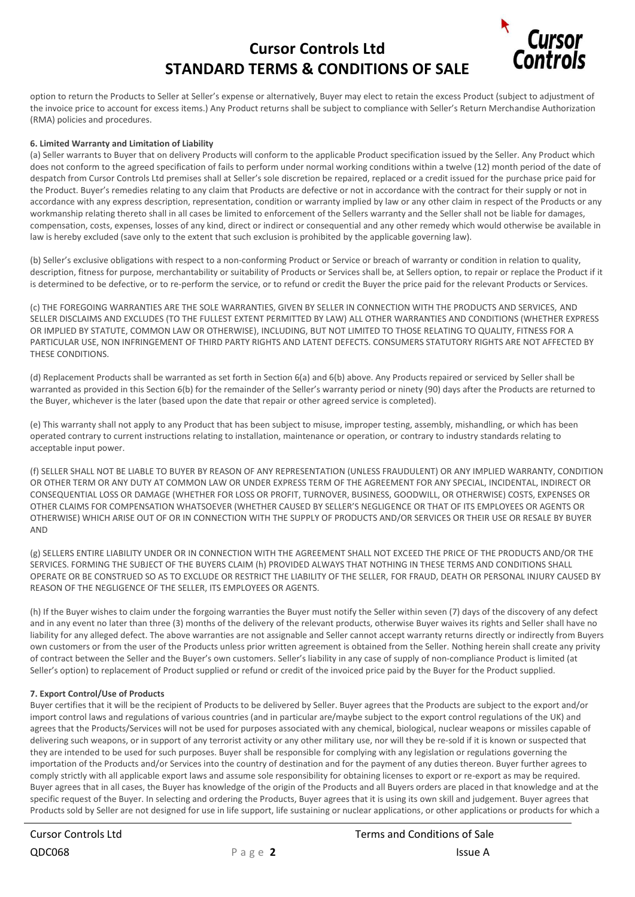option to return the Products to Seller at Seller's expense or alternatively, Buyer may elect to retain the excess Product (subject to adjustment of the invoice price to account for excess items.) Any Product returns shall be subject to compliance with Seller's Return Merchandise Authorization (RMA) policies and procedures.

**6. Limited Warranty and Limitation of Liability**

(a) Seller warrants to Buyer that on delivery Products will conform to the applicable Product specification issued by the Seller. Any Product which does not conform to the agreed specification of fails to perform under normal working conditions within a twelve (12) month period of the date of despatch from Cursor Controls Ltd premises shall at Seller's sole discretion be repaired, replaced or a credit issued for the purchase price paid for the Product. Buyer's remedies relating to any claim that Products are defective or not in accordance with the contract for their supply or not in accordance with any express description, representation, condition or warranty implied by law or any other claim in respect of the Products or any workmanship relating thereto shall in all cases be limited to enforcement of the Sellers warranty and the Seller shall not be liable for damages, compensation, costs, expenses, losses of any kind, direct or indirect or consequential and any other remedy which would otherwise be available in law is hereby excluded (save only to the extent that such exclusion is prohibited by the applicable governing law).

(b) Seller's exclusive obligations with respect to a non-conforming Product or Service or breach of warranty or condition in relation to quality, description, fitness for purpose, merchantability or suitability of Products or Services shall be, at Sellers option, to repair or replace the Product if it is determined to be defective, or to re-perform the service, or to refund or credit the Buyer the price paid for the relevant Products or Services.

(c) THE FOREGOING WARRANTIES ARE THE SOLE WARRANTIES, GIVEN BY SELLER IN CONNECTION WITH THE PRODUCTS AND SERVICES, AND SELLER DISCLAIMS AND EXCLUDES (TO THE FULLEST EXTENT PERMITTED BY LAW) ALL OTHER WARRANTIES AND CONDITIONS (WHETHER EXPRESS OR IMPLIED BY STATUTE, COMMON LAW OR OTHERWISE), INCLUDING, BUT NOT LIMITED TO THOSE RELATING TO QUALITY, FITNESS FOR A PARTICULAR USE, NON INFRINGEMENT OF THIRD PARTY RIGHTS AND LATENT DEFECTS. CONSUMERS STATUTORY RIGHTS ARE NOT AFFECTED BY THESE CONDITIONS.

(d) Replacement Products shall be warranted as set forth in Section 6(a) and 6(b) above. Any Products repaired or serviced by Seller shall be warranted as provided in this Section 6(b) for the remainder of the Seller's warranty period or ninety (90) days after the Products are returned to the Buyer, whichever is the later (based upon the date that repair or other agreed service is completed).

(e) This warranty shall not apply to any Product that has been subject to misuse, improper testing, assembly, mishandling, or which has been operated contrary to current instructions relating to installation, maintenance or operation, or contrary to industry standards relating to acceptable input power.

(f) SELLER SHALL NOT BE LIABLE TO BUYER BY REASON OF ANY REPRESENTATION (UNLESS FRAUDULENT) OR ANY IMPLIED WARRANTY, CONDITION OR OTHER TERM OR ANY DUTY AT COMMON LAW OR UNDER EXPRESS TERM OF THE AGREEMENT FOR ANY SPECIAL, INCIDENTAL, INDIRECT OR CONSEQUENTIAL LOSS OR DAMAGE (WHETHER FOR LOSS OR PROFIT, TURNOVER, BUSINESS, GOODWILL, OR OTHERWISE) COSTS, EXPENSES OR OTHER CLAIMS FOR COMPENSATION WHATSOEVER (WHETHER CAUSED BY SELLER'S NEGLIGENCE OR THAT OF ITS EMPLOYEES OR AGENTS OR OTHERWISE) WHICH ARISE OUT OF OR IN CONNECTION WITH THE SUPPLY OF PRODUCTS AND/OR SERVICES OR THEIR USE OR RESALE BY BUYER AND

(g) SELLERS ENTIRE LIABILITY UNDER OR IN CONNECTION WITH THE AGREEMENT SHALL NOT EXCEED THE PRICE OF THE PRODUCTS AND/OR THE SERVICES. FORMING THE SUBJECT OF THE BUYERS CLAIM (h) PROVIDED ALWAYS THAT NOTHING IN THESE TERMS AND CONDITIONS SHALL OPERATE OR BE CONSTRUED SO AS TO EXCLUDE OR RESTRICT THE LIABILITY OF THE SELLER, FOR FRAUD, DEATH OR PERSONAL INJURY CAUSED BY REASON OF THE NEGLIGENCE OF THE SELLER, ITS EMPLOYEES OR AGENTS.

(h) If the Buyer wishes to claim under the forgoing warranties the Buyer must notify the Seller within seven (7) days of the discovery of any defect and in any event no later than three (3) months of the delivery of the relevant products, otherwise Buyer waives its rights and Seller shall have no liability for any alleged defect. The above warranties are not assignable and Seller cannot accept warranty returns directly or indirectly from Buyers own customers or from the user of the Products unless prior written agreement is obtained from the Seller. Nothing herein shall create any privity of contract between the Seller and the Buyer's own customers. Seller's liability in any case of supply of non-compliance Product is limited (at Seller's option) to replacement of Product supplied or refund or credit of the invoiced price paid by the Buyer for the Product supplied.

**7. Export Control/Use of Products**

Buyer certifies that it will be the recipient of Products to be delivered by Seller. Buyer agrees that the Products are subject to the export and/or import control laws and regulations of various countries (and in particular are/maybe subject to the export control regulations of the UK) and agrees that the Products/Services will not be used for purposes associated with any chemical, biological, nuclear weapons or missiles capable of delivering such weapons, or in support of any terrorist activity or any other military use, nor will they be re-sold if it is known or suspected that they are intended to be used for such purposes. Buyer shall be responsible for complying with any legislation or regulations governing the importation of the Products and/or Services into the country of destination and for the payment of any duties thereon. Buyer further agrees to comply strictly with all applicable export laws and assume sole responsibility for obtaining licenses to export or re-export as may be required. Buyer agrees that in all cases, the Buyer has knowledge of the origin of the Products and all Buyers orders are placed in that knowledge and at the specific request of the Buyer. In selecting and ordering the Products, Buyer agrees that it is using its own skill and judgement. Buyer agrees that Products sold by Seller are not designed for use in life support, life sustaining or nuclear applications, or other applications or products for which a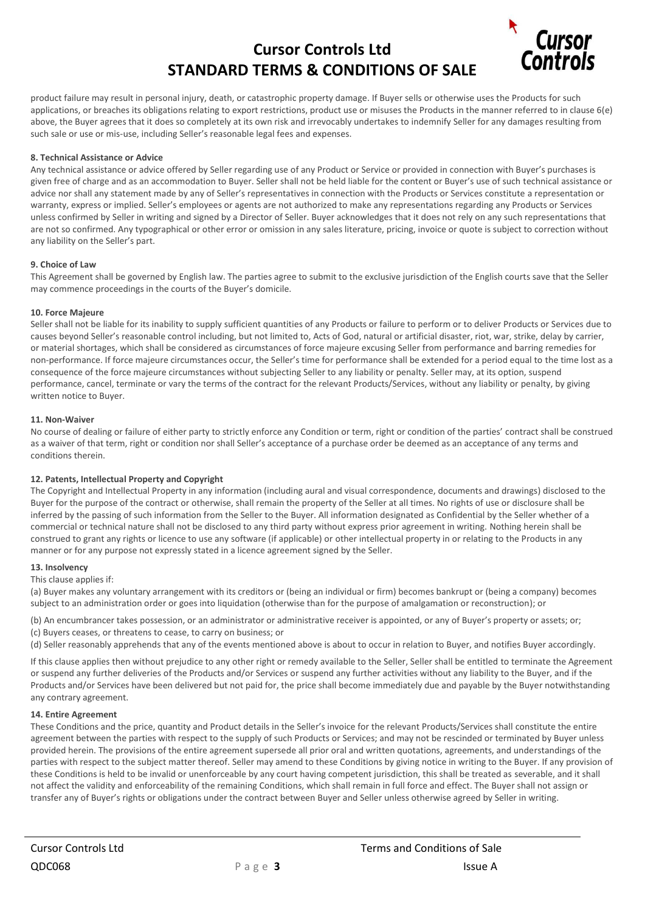product failure may result in personal injury, death, or catastrophic property damage. If Buyer sells or otherwise uses the Products for such applications, or breaches its obligations relating to export restrictions, product use or misuses the Products in the manner referred to in clause 6(e) above, the Buyer agrees that it does so completely at its own risk and irrevocably undertakes to indemnify Seller for any damages resulting from such sale or use or mis-use, including Seller's reasonable legal fees and expenses.

**8. Technical Assistance or Advice**

Any technical assistance or advice offered by Seller regarding use of any Product or Service or provided in connection with Buyer's purchases is given free of charge and as an accommodation to Buyer. Seller shall not be held liable for the content or Buyer's use of such technical assistance or advice nor shall any statement made by any of Seller's representatives in connection with the Products or Services constitute a representation or warranty, express or implied. Seller's employees or agents are not authorized to make any representations regarding any Products or Services unless confirmed by Seller in writing and signed by a Director of Seller. Buyer acknowledges that it does not rely on any such representations that are not so confirmed. Any typographical or other error or omission in any sales literature, pricing, invoice or quote is subject to correction without any liability on the Seller's part.

**9. Choice of Law**

This Agreement shall be governed by English law. The parties agree to submit to the exclusive jurisdiction of the English courts save that the Seller may commence proceedings in the courts of the Buyer's domicile.

**10. Force Majeure**

Seller shall not be liable for its inability to supply sufficient quantities of any Products or failure to perform or to deliver Products or Services due to causes beyond Seller's reasonable control including, but not limited to, Acts of God, natural or artificial disaster, riot, war, strike, delay by carrier, or material shortages, which shall be considered as circumstances of force majeure excusing Seller from performance and barring remedies for non-performance. If force majeure circumstances occur, the Seller's time for performance shall be extended for a period equal to the time lost as a consequence of the force majeure circumstances without subjecting Seller to any liability or penalty. Seller may, at its option, suspend performance, cancel, terminate or vary the terms of the contract for the relevant Products/Services, without any liability or penalty, by giving written notice to Buyer.

**11. Non-Waiver**

No course of dealing or failure of either party to strictly enforce any Condition or term, right or condition of the parties' contract shall be construed as a waiver of that term, right or condition nor shall Seller's acceptance of a purchase order be deemed as an acceptance of any terms and conditions therein.

**12. Patents, Intellectual Property and Copyright**

The Copyright and Intellectual Property in any information (including aural and visual correspondence, documents and drawings) disclosed to the Buyer for the purpose of the contract or otherwise, shall remain the property of the Seller at all times. No rights of use or disclosure shall be inferred by the passing of such information from the Seller to the Buyer. All information designated as Confidential by the Seller whether of a commercial or technical nature shall not be disclosed to any third party without express prior agreement in writing. Nothing herein shall be construed to grant any rights or licence to use any software (if applicable) or other intellectual property in or relating to the Products in any manner or for any purpose not expressly stated in a licence agreement signed by the Seller.

**13. Insolvency**

This clause applies if:

(a) Buyer makes any voluntary arrangement with its creditors or (being an individual or firm) becomes bankrupt or (being a company) becomes subject to an administration order or goes into liquidation (otherwise than for the purpose of amalgamation or reconstruction); or

(b) An encumbrancer takes possession, or an administrator or administrative receiver is appointed, or any of Buyer's property or assets; or;
(c) Buyers ceases, or threatens to cease, to carry on business; or
(d) Seller reasonably apprehends that any of the events mentioned above is about to occur in relation to Buyer, and notifies Buyer accordingly.

If this clause applies then without prejudice to any other right or remedy available to the Seller, Seller shall be entitled to terminate the Agreement or suspend any further deliveries of the Products and/or Services or suspend any further activities without any liability to the Buyer, and if the Products and/or Services have been delivered but not paid for, the price shall become immediately due and payable by the Buyer notwithstanding any contrary agreement.

**14. Entire Agreement**

These Conditions and the price, quantity and Product details in the Seller's invoice for the relevant Products/Services shall constitute the entire agreement between the parties with respect to the supply of such Products or Services; and may not be rescinded or terminated by Buyer unless provided herein. The provisions of the entire agreement supersede all prior oral and written quotations, agreements, and understandings of the parties with respect to the subject matter thereof. Seller may amend to these Conditions by giving notice in writing to the Buyer. If any provision of these Conditions is held to be invalid or unenforceable by any court having competent jurisdiction, this shall be treated as severable, and it shall not affect the validity and enforceability of the remaining Conditions, which shall remain in full force and effect. The Buyer shall not assign or transfer any of Buyer's rights or obligations under the contract between Buyer and Seller unless otherwise agreed by Seller in writing.